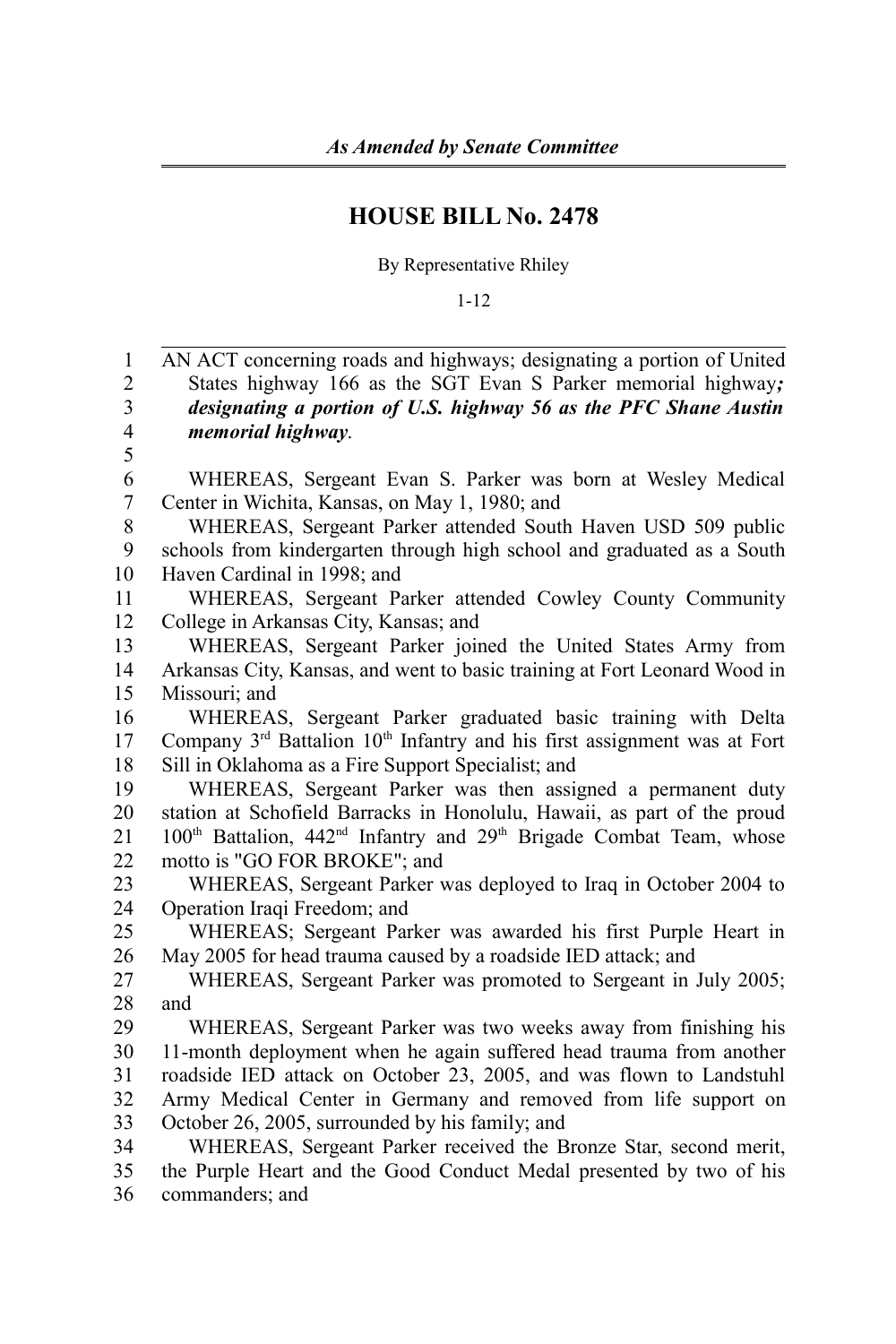*As Amended by Senate Committee*

# HOUSE BILL No. 2478

By Representative Rhiley

1-12

AN ACT concerning roads and highways; designating a portion of United States highway 166 as the SGT Evan S Parker memorial highway***; designating a portion of U.S. highway 56 as the PFC Shane Austin memorial highway***.

WHEREAS, Sergeant Evan S. Parker was born at Wesley Medical Center in Wichita, Kansas, on May 1, 1980; and

WHEREAS, Sergeant Parker attended South Haven USD 509 public schools from kindergarten through high school and graduated as a South Haven Cardinal in 1998; and

WHEREAS, Sergeant Parker attended Cowley County Community College in Arkansas City, Kansas; and

WHEREAS, Sergeant Parker joined the United States Army from Arkansas City, Kansas, and went to basic training at Fort Leonard Wood in Missouri; and

WHEREAS, Sergeant Parker graduated basic training with Delta Company 3rd Battalion 10th Infantry and his first assignment was at Fort Sill in Oklahoma as a Fire Support Specialist; and

WHEREAS, Sergeant Parker was then assigned a permanent duty station at Schofield Barracks in Honolulu, Hawaii, as part of the proud 100th Battalion, 442nd Infantry and 29th Brigade Combat Team, whose motto is "GO FOR BROKE"; and

WHEREAS, Sergeant Parker was deployed to Iraq in October 2004 to Operation Iraqi Freedom; and

WHEREAS; Sergeant Parker was awarded his first Purple Heart in May 2005 for head trauma caused by a roadside IED attack; and

WHEREAS, Sergeant Parker was promoted to Sergeant in July 2005; and

WHEREAS, Sergeant Parker was two weeks away from finishing his 11-month deployment when he again suffered head trauma from another roadside IED attack on October 23, 2005, and was flown to Landstuhl Army Medical Center in Germany and removed from life support on October 26, 2005, surrounded by his family; and

WHEREAS, Sergeant Parker received the Bronze Star, second merit, the Purple Heart and the Good Conduct Medal presented by two of his commanders; and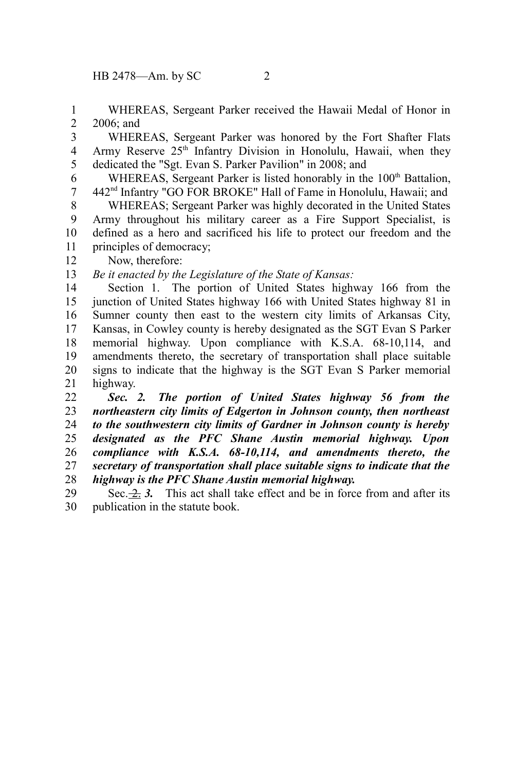WHEREAS, Sergeant Parker received the Hawaii Medal of Honor in 2006; and

WHEREAS, Sergeant Parker was honored by the Fort Shafter Flats Army Reserve 25th Infantry Division in Honolulu, Hawaii, when they dedicated the "Sgt. Evan S. Parker Pavilion" in 2008; and

WHEREAS, Sergeant Parker is listed honorably in the 100th Battalion, 442nd Infantry "GO FOR BROKE" Hall of Fame in Honolulu, Hawaii; and

WHEREAS; Sergeant Parker was highly decorated in the United States Army throughout his military career as a Fire Support Specialist, is defined as a hero and sacrificed his life to protect our freedom and the principles of democracy;

Now, therefore:

*Be it enacted by the Legislature of the State of Kansas:*

Section 1. The portion of United States highway 166 from the junction of United States highway 166 with United States highway 81 in Sumner county then east to the western city limits of Arkansas City, Kansas, in Cowley county is hereby designated as the SGT Evan S Parker memorial highway. Upon compliance with K.S.A. 68-10,114, and amendments thereto, the secretary of transportation shall place suitable signs to indicate that the highway is the SGT Evan S Parker memorial highway.

***Sec. 2. The portion of United States highway 56 from the northeastern city limits of Edgerton in Johnson county, then northeast to the southwestern city limits of Gardner in Johnson county is hereby designated as the PFC Shane Austin memorial highway. Upon compliance with K.S.A. 68-10,114, and amendments thereto, the secretary of transportation shall place suitable signs to indicate that the highway is the PFC Shane Austin memorial highway.***

Sec. ~~2.~~ ***3.*** This act shall take effect and be in force from and after its publication in the statute book.